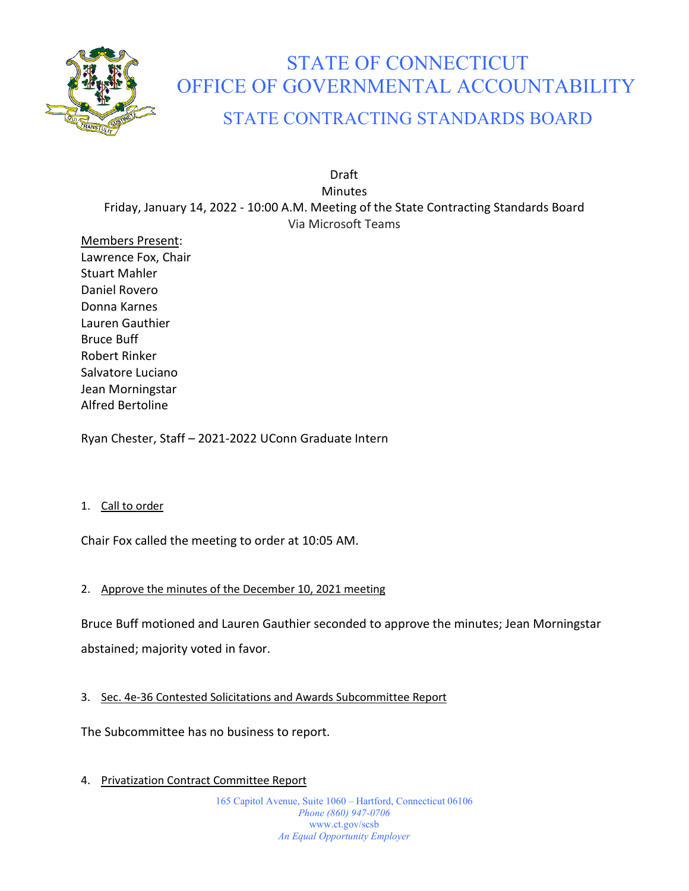# STATE OF CONNECTICUT
# OFFICE OF GOVERNMENTAL ACCOUNTABILITY
## STATE CONTRACTING STANDARDS BOARD

Draft
Minutes
Friday, January 14, 2022 - 10:00 A.M. Meeting of the State Contracting Standards Board
Via Microsoft Teams

Members Present:
Lawrence Fox, Chair
Stuart Mahler
Daniel Rovero
Donna Karnes
Lauren Gauthier
Bruce Buff
Robert Rinker
Salvatore Luciano
Jean Morningstar
Alfred Bertoline

Ryan Chester, Staff – 2021-2022 UConn Graduate Intern

1. Call to order

Chair Fox called the meeting to order at 10:05 AM.

2. Approve the minutes of the December 10, 2021 meeting

Bruce Buff motioned and Lauren Gauthier seconded to approve the minutes; Jean Morningstar abstained; majority voted in favor.

3. Sec. 4e-36 Contested Solicitations and Awards Subcommittee Report

The Subcommittee has no business to report.

4. Privatization Contract Committee Report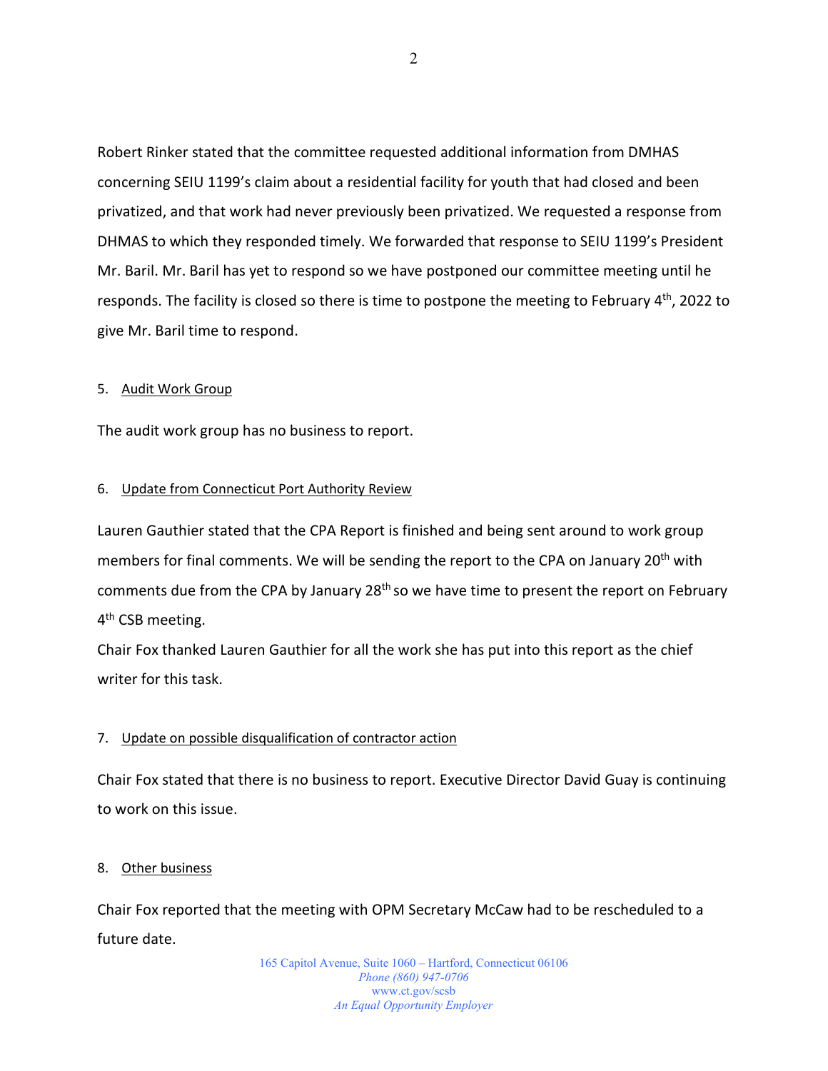Robert Rinker stated that the committee requested additional information from DMHAS concerning SEIU 1199's claim about a residential facility for youth that had closed and been privatized, and that work had never previously been privatized. We requested a response from DHMAS to which they responded timely. We forwarded that response to SEIU 1199's President Mr. Baril. Mr. Baril has yet to respond so we have postponed our committee meeting until he responds. The facility is closed so there is time to postpone the meeting to February 4th, 2022 to give Mr. Baril time to respond.

5. Audit Work Group

The audit work group has no business to report.

6. Update from Connecticut Port Authority Review

Lauren Gauthier stated that the CPA Report is finished and being sent around to work group members for final comments. We will be sending the report to the CPA on January 20th with comments due from the CPA by January 28th so we have time to present the report on February 4th CSB meeting.

Chair Fox thanked Lauren Gauthier for all the work she has put into this report as the chief writer for this task.

7. Update on possible disqualification of contractor action

Chair Fox stated that there is no business to report. Executive Director David Guay is continuing to work on this issue.

8. Other business

Chair Fox reported that the meeting with OPM Secretary McCaw had to be rescheduled to a future date.

165 Capitol Avenue, Suite 1060 – Hartford, Connecticut 06106
*Phone (860) 947-0706*
www.ct.gov/scsb
*An Equal Opportunity Employer*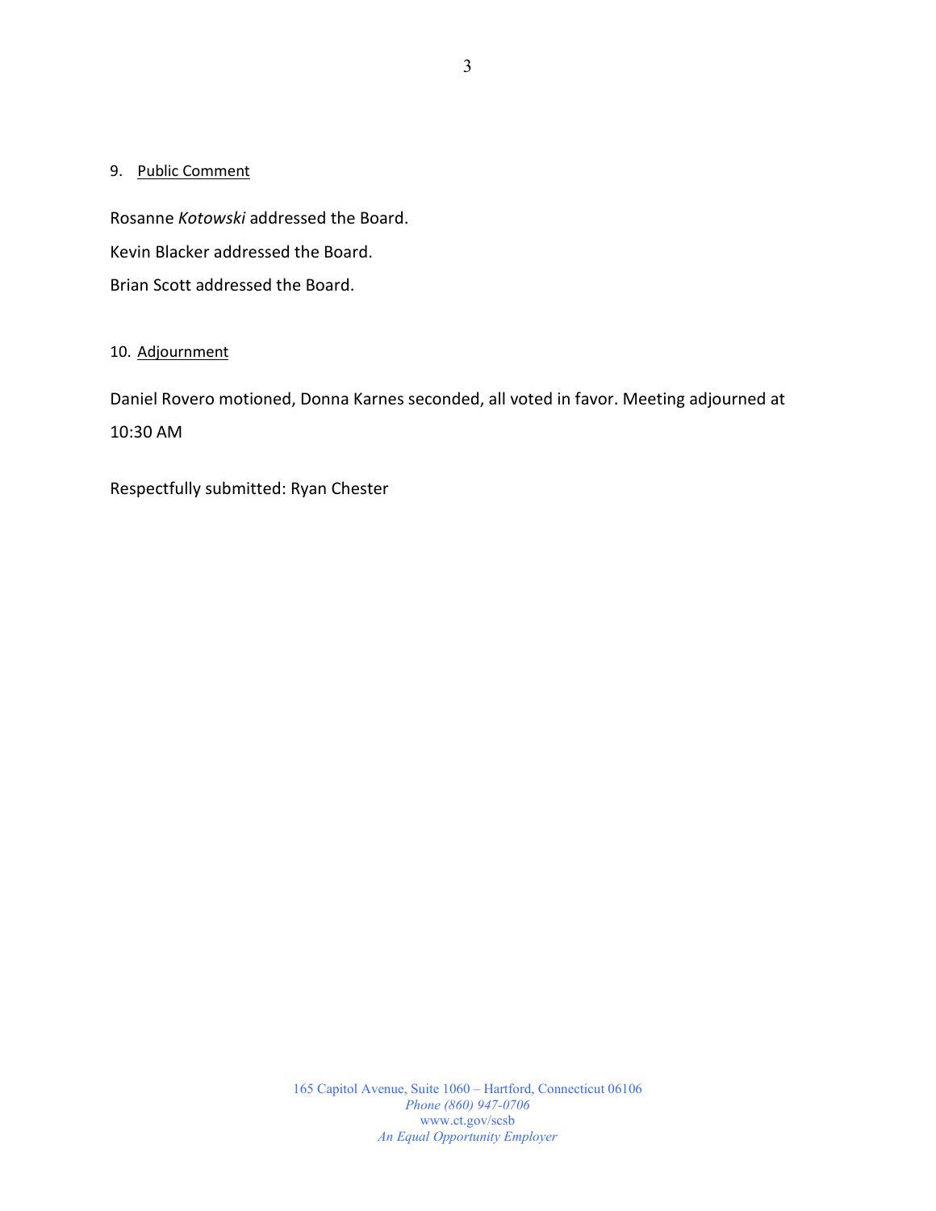9. Public Comment

Rosanne *Kotowski* addressed the Board.

Kevin Blacker addressed the Board.

Brian Scott addressed the Board.

10. Adjournment

Daniel Rovero motioned, Donna Karnes seconded, all voted in favor. Meeting adjourned at 10:30 AM

Respectfully submitted: Ryan Chester

165 Capitol Avenue, Suite 1060 – Hartford, Connecticut 06106
*Phone (860) 947-0706*
www.ct.gov/scsb
*An Equal Opportunity Employer*